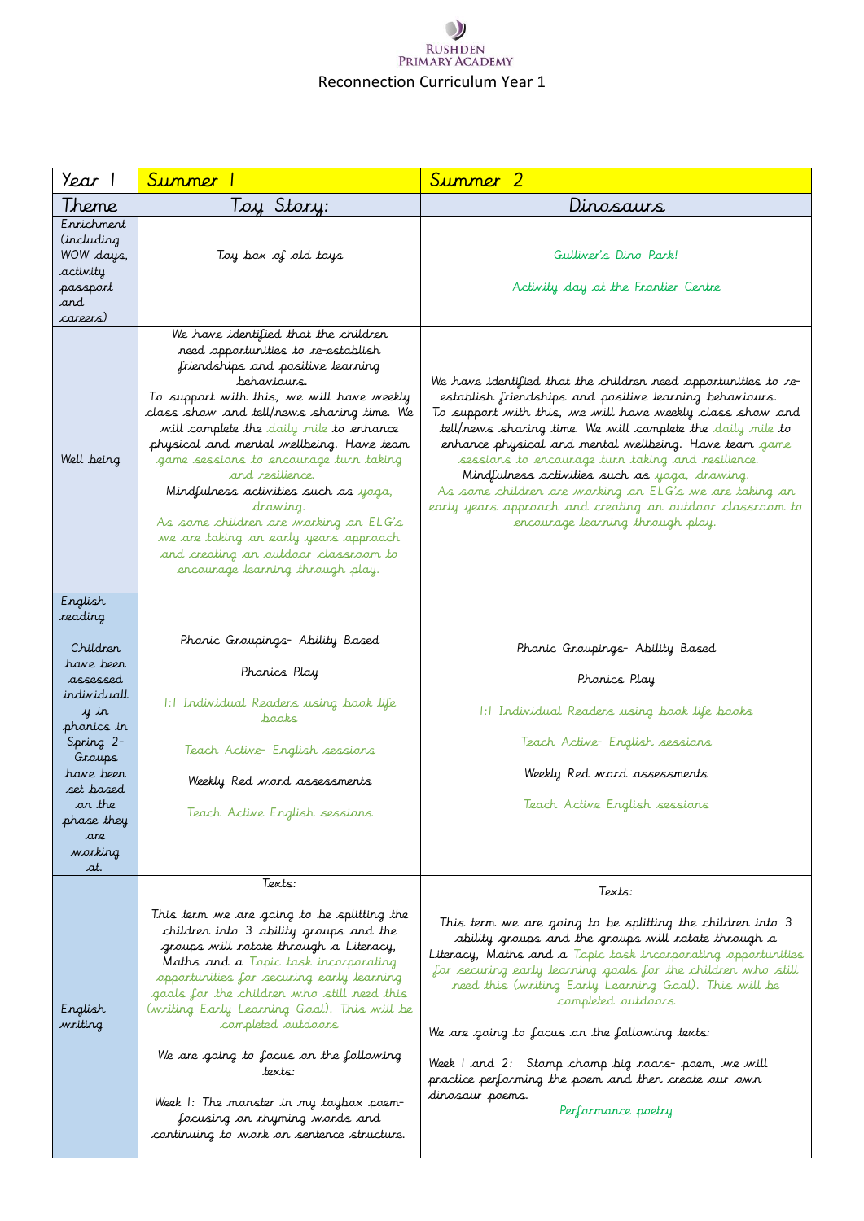RUSHDEN PRIMARY ACADEMY

# Reconnection Curriculum Year 1

| Year 1 | Summer 1 | Summer 2 |
|---|---|---|
| Theme | Toy Story: | Dinosaurs |
| Enrichment (including WOW days, activity passport and careers) | Toy box of old toys | Gulliver's Dino Park!<br><br>Activity day at the Frontier Centre |
| Well being | We have identified that the children need opportunities to re-establish friendships and positive learning behaviours.<br>To support with this, we will have weekly class show and tell/news sharing time. We will complete the daily mile to enhance physical and mental wellbeing. Have team game sessions to encourage turn taking and resilience.<br>Mindfulness activities such as yoga, drawing.<br>As some children are working on ELG's we are taking an early years approach and creating an outdoor classroom to encourage learning through play. | We have identified that the children need opportunities to re-establish friendships and positive learning behaviours.<br>To support with this, we will have weekly class show and tell/news sharing time. We will complete the daily mile to enhance physical and mental wellbeing. Have team game sessions to encourage turn taking and resilience.<br>Mindfulness activities such as yoga, drawing.<br>As some children are working on ELG's we are taking an early years approach and creating an outdoor classroom to encourage learning through play. |
| English reading<br><br>Children have been assessed individually in phonics in Spring 2- Groups have been set based on the phase they are working at. | Phonic Groupings- Ability Based<br><br>Phonics Play<br><br>1:1 Individual Readers using book life books<br><br>Teach Active- English sessions<br><br>Weekly Red word assessments<br><br>Teach Active English sessions | Phonic Groupings- Ability Based<br><br>Phonics Play<br><br>1:1 Individual Readers using book life books<br><br>Teach Active- English sessions<br><br>Weekly Red word assessments<br><br>Teach Active English sessions |
| English writing | Texts:<br><br>This term we are going to be splitting the children into 3 ability groups and the groups will rotate through a Literacy, Maths and a Topic task incorporating opportunities for securing early learning goals for the children who still need this (writing Early Learning Goal). This will be completed outdoors<br><br>We are going to focus on the following texts:<br><br>Week 1: The monster in my toybox poem- focusing on rhyming words and continuing to work on sentence structure. | Texts:<br><br>This term we are going to be splitting the children into 3 ability groups and the groups will rotate through a Literacy, Maths and a Topic task incorporating opportunities for securing early learning goals for the children who still need this (writing Early Learning Goal). This will be completed outdoors<br><br>We are going to focus on the following texts:<br><br>Week 1 and 2: Stomp chomp big roars- poem, we will practice performing the poem and then create our own dinosaur poems.<br><br>Performance poetry |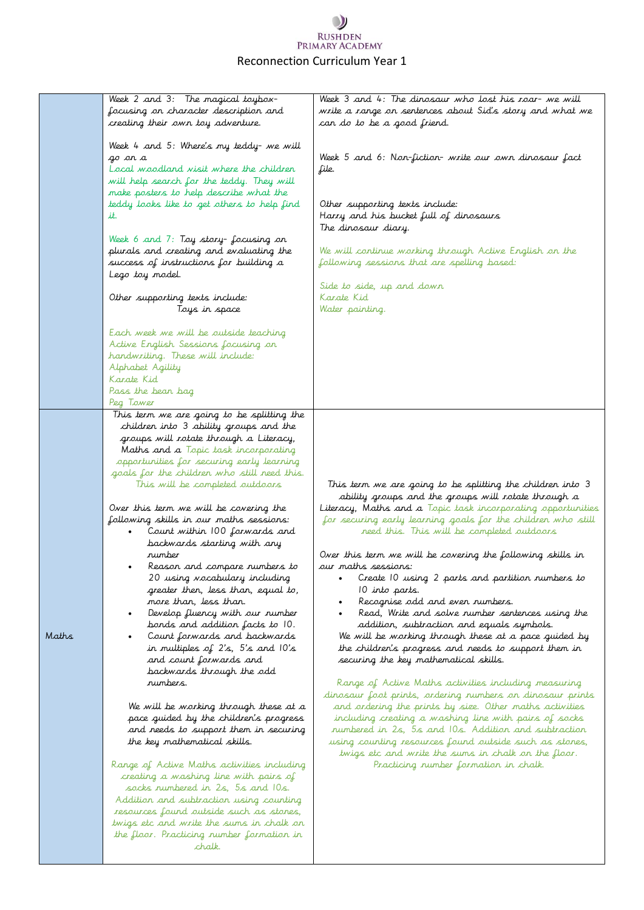# Reconnection Curriculum Year 1

| | | |
|---|---|---|
| | Week 2 and 3: The magical toybox- focusing on character description and creating their own toy adventure.<br><br>Week 4 and 5: Where's my teddy- we will go on a Local woodland visit where the children will help search for the teddy. They will make posters to help describe what the teddy looks like to get others to help find it.<br><br>Week 6 and 7: Toy story- focusing on plurals and creating and evaluating the success of instructions for building a Lego toy model.<br><br>Other supporting texts include:<br>Toys in space<br><br>Each week we will be outside teaching Active English Sessions focusing on handwriting. These will include:<br>Alphabet Agility<br>Karate Kid<br>Pass the bean bag<br>Peg Tower | Week 3 and 4: The dinosaur who lost his roar- we will write a range on sentences about Sid's story and what we can do to be a good friend.<br><br>Week 5 and 6: Non-fiction- write our own dinosaur fact file.<br><br>Other supporting texts include:<br>Harry and his bucket full of dinosaurs<br>The dinosaur diary.<br><br>We will continue working through Active English on the following sessions that are spelling based:<br><br>Side to side, up and down<br>Karate Kid<br>Water painting. |
| Maths | This term we are going to be splitting the children into 3 ability groups and the groups will rotate through a Literacy, Maths and a Topic task incorporating opportunities for securing early learning goals for the children who still need this. This will be completed outdoors<br><br>Over this term we will be covering the following skills in our maths sessions:<br>• Count within 100 forwards and backwards starting with any number<br>• Reason and compare numbers to 20 using vocabulary including greater then, less than, equal to, more than, less than.<br>• Develop fluency with our number bonds and addition facts to 10.<br>• Count forwards and backwards in multiples of 2's, 5's and 10's and count forwards and backwards through the odd numbers.<br><br>We will be working through these at a pace guided by the children's progress and needs to support them in securing the key mathematical skills.<br><br>Range of Active Maths activities including creating a washing line with pairs of socks numbered in 2s, 5s and 10s. Addition and subtraction using counting resources found outside such as stones, twigs etc and write the sums in chalk on the floor. Practicing number formation in chalk. | This term we are going to be splitting the children into 3 ability groups and the groups will rotate through a Literacy, Maths and a Topic task incorporating opportunities for securing early learning goals for the children who still need this. This will be completed outdoors<br><br>Over this term we will be covering the following skills in our maths sessions:<br>• Create 10 using 2 parts and partition numbers to 10 into parts.<br>• Recognise odd and even numbers.<br>• Read, Write and solve number sentences using the addition, subtraction and equals symbols.<br><br>We will be working through these at a pace guided by the children's progress and needs to support them in securing the key mathematical skills.<br><br>Range of Active Maths activities including measuring dinosaur foot prints, ordering numbers on dinosaur prints and ordering the prints by size. Other maths activities including creating a washing line with pairs of socks numbered in 2s, 5s and 10s. Addition and subtraction using counting resources found outside such as stones, twigs etc and write the sums in chalk on the floor. Practicing number formation in chalk. |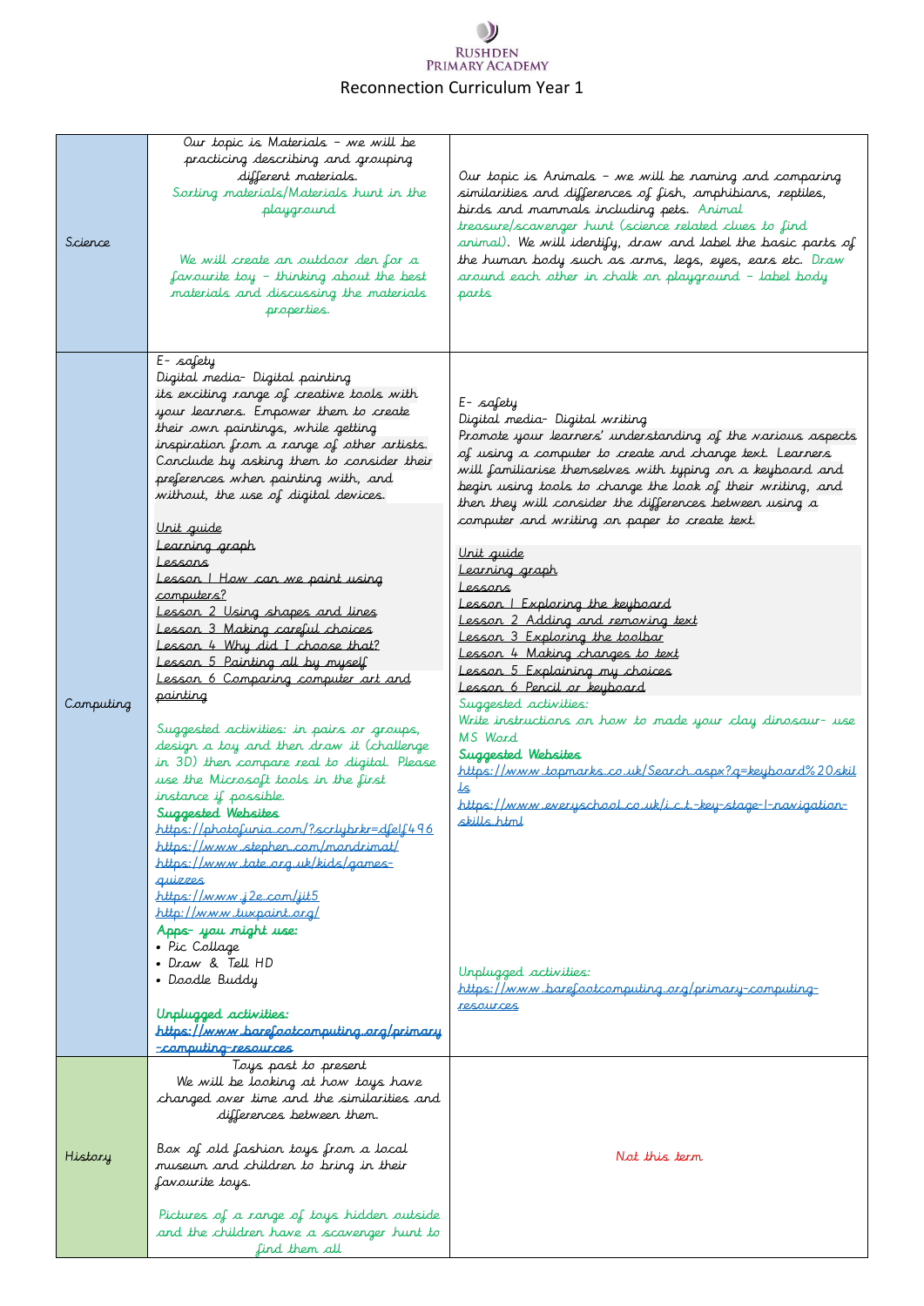RUSHDEN PRIMARY ACADEMY

# Reconnection Curriculum Year 1

| | | |
|---|---|---|
| Science | Our topic is Materials – we will be practicing describing and grouping different materials. Sorting materials/Materials hunt in the playground<br><br>We will create an outdoor den for a favourite toy – thinking about the best materials and discussing the materials properties. | Our topic is Animals – we will be naming and comparing similarities and differences of fish, amphibians, reptiles, birds and mammals including pets. Animal treasure/scavenger hunt (science related clues to find animal). We will identify, draw and label the basic parts of the human body such as arms, legs, eyes, ears etc. Draw around each other in chalk on playground – label body parts |
| Computing | E- safety<br>Digital media- Digital painting<br>its exciting range of creative tools with your learners. Empower them to create their own paintings, while getting inspiration from a range of other artists. Conclude by asking them to consider their preferences when painting with, and without, the use of digital devices.<br><br>Unit guide<br>Learning graph<br>Lessons<br>Lesson 1 How can we paint using computers?<br>Lesson 2 Using shapes and lines<br>Lesson 3 Making careful choices<br>Lesson 4 Why did I choose that?<br>Lesson 5 Painting all by myself<br>Lesson 6 Comparing computer art and painting<br><br>Suggested activities: in pairs or groups, design a toy and then draw it (challenge in 3D) then compare real to digital. Please use the Microsoft tools in the first instance if possible.<br>**Suggested Websites**<br>https://photofunia.com/?scrlybrkr=dfelf496<br>https://www.stephen.com/mondrimat/<br>https://www.tate.org.uk/kids/games-quizzes<br>https://www.j2e.com/jit5<br>http://www.tuxpaint.org/<br>**Apps- you might use:**<br>• Pic Collage<br>• Draw & Tell HD<br>• Doodle Buddy<br><br>**Unplugged activities:**<br>**https://www.barefootcomputing.org/primary-computing-resources** | E- safety<br>Digital media- Digital writing<br>Promote your learners' understanding of the various aspects of using a computer to create and change text. Learners will familiarise themselves with typing on a keyboard and begin using tools to change the look of their writing, and then they will consider the differences between using a computer and writing on paper to create text.<br><br>Unit guide<br>Learning graph<br>Lessons<br>Lesson 1 Exploring the keyboard<br>Lesson 2 Adding and removing text<br>Lesson 3 Exploring the toolbar<br>Lesson 4 Making changes to text<br>Lesson 5 Explaining my choices<br>Lesson 6 Pencil or keyboard<br>Suggested activities:<br>Write instructions on how to made your clay dinosaur- use MS Word<br>**Suggested Websites**<br>https://www.topmarks.co.uk/Search.aspx?q=keyboard%20skills<br>https://www.everyschool.co.uk/i.c.t.-key-stage-1-navigation-skills.html<br><br>Unplugged activities:<br>https://www.barefootcomputing.org/primary-computing-resources |
| History | Toys past to present<br>We will be looking at how toys have changed over time and the similarities and differences between them.<br><br>Box of old fashion toys from a local museum and children to bring in their favourite toys.<br><br>Pictures of a range of toys hidden outside and the children have a scavenger hunt to find them all | Not this term |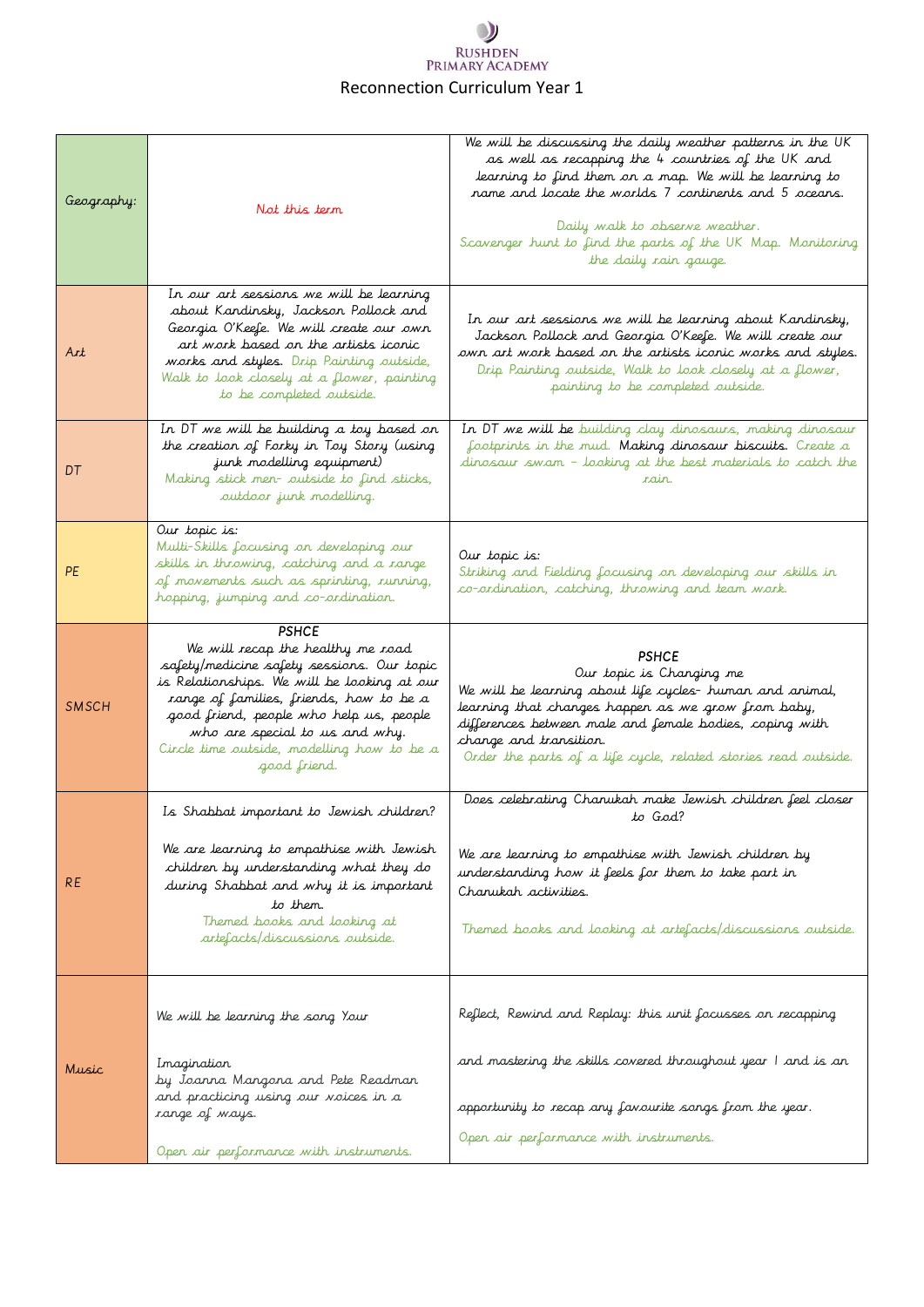RUSHDEN PRIMARY ACADEMY

# Reconnection Curriculum Year 1

| | | |
|---|---|---|
| Geography: | Not this term | We will be discussing the daily weather patterns in the UK as well as recapping the 4 countries of the UK and learning to find them on a map. We will be learning to name and locate the worlds 7 continents and 5 oceans.<br><br>Daily walk to observe weather. Scavenger hunt to find the parts of the UK Map. Monitoring the daily rain gauge. |
| Art | In our art sessions we will be learning about Kandinsky, Jackson Pollock and Georgia O'Keefe. We will create our own art work based on the artists iconic works and styles. Drip Painting outside, Walk to look closely at a flower, painting to be completed outside. | In our art sessions we will be learning about Kandinsky, Jackson Pollock and Georgia O'Keefe. We will create our own art work based on the artists iconic works and styles. Drip Painting outside, Walk to look closely at a flower, painting to be completed outside. |
| DT | In DT we will be building a toy based on the creation of Forky in Toy Story (using junk modelling equipment) Making stick men- outside to find sticks, outdoor junk modelling. | In DT we will be building clay dinosaurs, making dinosaur footprints in the mud. Making dinosaur biscuits. Create a dinosaur swam – looking at the best materials to catch the rain. |
| PE | Our topic is: Multi-Skills focusing on developing our skills in throwing, catching and a range of movements such as sprinting, running, hopping, jumping and co-ordination. | Our topic is: Striking and Fielding focusing on developing our skills in co-ordination, catching, throwing and team work. |
| SMSCH | **PSHCE**<br>We will recap the healthy me road safety/medicine safety sessions. Our topic is Relationships. We will be looking at our range of families, friends, how to be a good friend, people who help us, people who are special to us and why. Circle time outside, modelling how to be a good friend. | **PSHCE**<br>Our topic is Changing me<br>We will be learning about life cycles- human and animal, learning that changes happen as we grow from baby, differences between male and female bodies, coping with change and transition. Order the parts of a life cycle, related stories read outside. |
| RE | Is Shabbat important to Jewish children?<br><br>We are learning to empathise with Jewish children by understanding what they do during Shabbat and why it is important to them. Themed books and looking at artefacts/discussions outside. | Does celebrating Chanukah make Jewish children feel closer to God?<br><br>We are learning to empathise with Jewish children by understanding how it feels for them to take part in Chanukah activities.<br><br>Themed books and looking at artefacts/discussions outside. |
| Music | We will be learning the song Your Imagination by Joanna Mangona and Pete Readman and practicing using our voices in a range of ways.<br><br>Open air performance with instruments. | Reflect, Rewind and Replay: this unit focusses on recapping and mastering the skills covered throughout year 1 and is an opportunity to recap any favourite songs from the year.<br><br>Open air performance with instruments. |